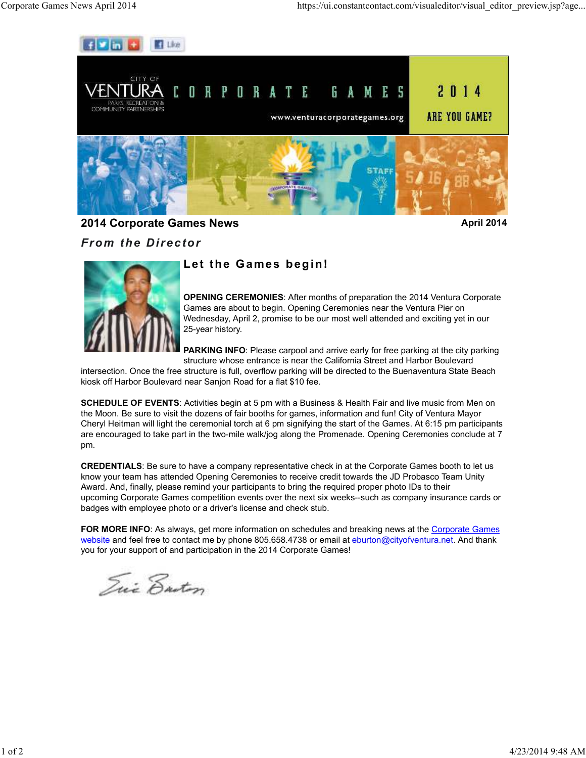# 2014 Corporate Games News

April 2014

## *From the Director*

### Let the Games begin!

**OPENING CEREMONIES**: After months of preparation the 2014 Ventura Corporate Games are about to begin. Opening Ceremonies near the Ventura Pier on Wednesday, April 2, promise to be our most well attended and exciting yet in our 25-year history.

**PARKING INFO**: Please carpool and arrive early for free parking at the city parking structure whose entrance is near the California Street and Harbor Boulevard intersection. Once the free structure is full, overflow parking will be directed to the Buenaventura State Beach kiosk off Harbor Boulevard near Sanjon Road for a flat $10 fee.

**SCHEDULE OF EVENTS**: Activities begin at 5 pm with a Business & Health Fair and live music from Men on the Moon. Be sure to visit the dozens of fair booths for games, information and fun! City of Ventura Mayor Cheryl Heitman will light the ceremonial torch at 6 pm signifying the start of the Games. At 6:15 pm participants are encouraged to take part in the two-mile walk/jog along the Promenade. Opening Ceremonies conclude at 7 pm.

**CREDENTIALS**: Be sure to have a company representative check in at the Corporate Games booth to let us know your team has attended Opening Ceremonies to receive credit towards the JD Probasco Team Unity Award. And, finally, please remind your participants to bring the required proper photo IDs to their upcoming Corporate Games competition events over the next six weeks--such as company insurance cards or badges with employee photo or a driver's license and check stub.

**FOR MORE INFO**: As always, get more information on schedules and breaking news at the Corporate Games website and feel free to contact me by phone 805.658.4738 or email at eburton@cityofventura.net. And thank you for your support of and participation in the 2014 Corporate Games!

Eric Burton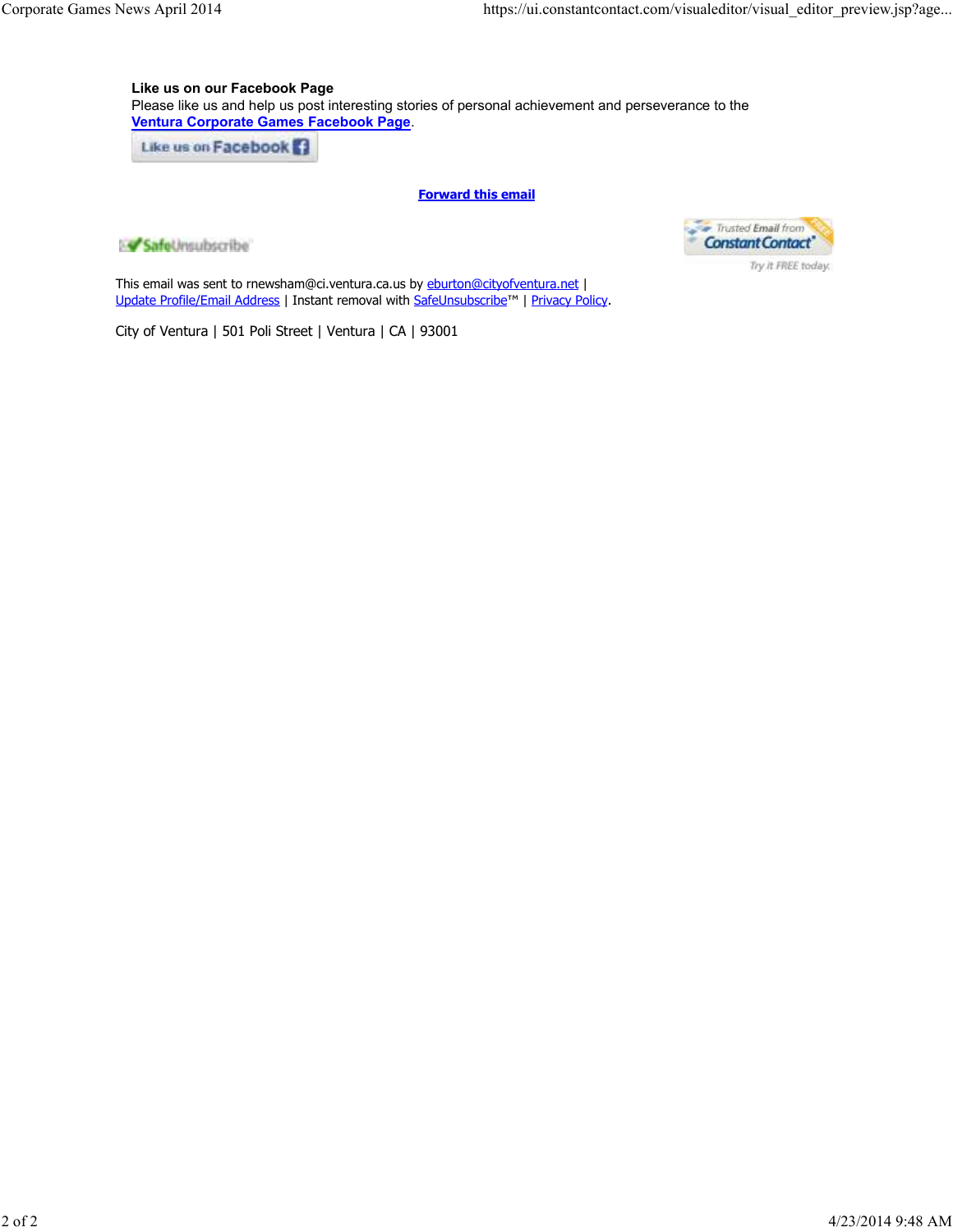**Like us on our Facebook Page**

Please like us and help us post interesting stories of personal achievement and perseverance to the **Ventura Corporate Games Facebook Page**.

Like us on Facebook

**Forward this email**

SafeUnsubscribe

Trusted Email from Constant Contact

Try it FREE today.

This email was sent to rnewsham@ci.ventura.ca.us by eburton@cityofventura.net | Update Profile/Email Address | Instant removal with SafeUnsubscribe™ | Privacy Policy.

City of Ventura | 501 Poli Street | Ventura | CA | 93001